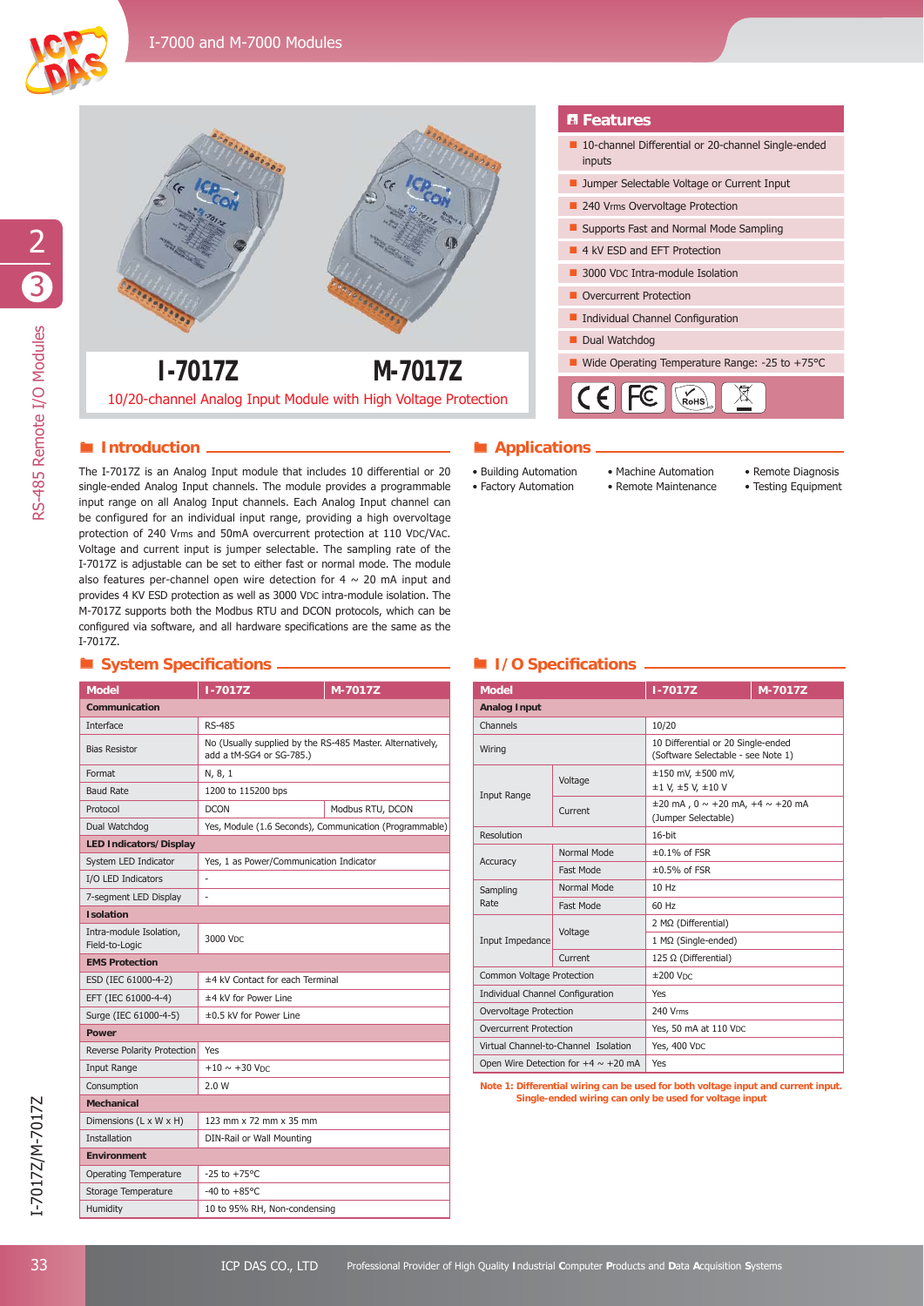# I-7017Z / M-7017Z

## 10/20-channel Analog Input Module with High Voltage Protection

## Features

- 10-channel Differential or 20-channel Single-ended inputs
- Jumper Selectable Voltage or Current Input
- 240 Vrms Overvoltage Protection
- Supports Fast and Normal Mode Sampling
- 4 kV ESD and EFT Protection
- 3000 VDC Intra-module Isolation
- Overcurrent Protection
- Individual Channel Configuration
- Dual Watchdog
- Wide Operating Temperature Range: -25 to +75°C

## Introduction

The I-7017Z is an Analog Input module that includes 10 differential or 20 single-ended Analog Input channels. The module provides a programmable input range on all Analog Input channels. Each Analog Input channel can be configured for an individual input range, providing a high overvoltage protection of 240 Vrms and 50mA overcurrent protection at 110 VDC/VAC. Voltage and current input is jumper selectable. The sampling rate of the I-7017Z is adjustable can be set to either fast or normal mode. The module also features per-channel open wire detection for 4 ~ 20 mA input and provides 4 KV ESD protection as well as 3000 VDC intra-module isolation. The M-7017Z supports both the Modbus RTU and DCON protocols, which can be configured via software, and all hardware specifications are the same as the I-7017Z.

## Applications

- Building Automation
- Factory Automation
- Machine Automation
- Remote Maintenance
- Remote Diagnosis
- Testing Equipment

## System Specifications

| Model | I-7017Z | M-7017Z |
|---|---|---|
| **Communication** | | |
| Interface | RS-485 | |
| Bias Resistor | No (Usually supplied by the RS-485 Master. Alternatively, add a tM-SG4 or SG-785.) | |
| Format | N, 8, 1 | |
| Baud Rate | 1200 to 115200 bps | |
| Protocol | DCON | Modbus RTU, DCON |
| Dual Watchdog | Yes, Module (1.6 Seconds), Communication (Programmable) | |
| **LED Indicators/Display** | | |
| System LED Indicator | Yes, 1 as Power/Communication Indicator | |
| I/O LED Indicators | - | |
| 7-segment LED Display | - | |
| **Isolation** | | |
| Intra-module Isolation, Field-to-Logic | 3000 VDC | |
| **EMS Protection** | | |
| ESD (IEC 61000-4-2) | ±4 kV Contact for each Terminal | |
| EFT (IEC 61000-4-4) | ±4 kV for Power Line | |
| Surge (IEC 61000-4-5) | ±0.5 kV for Power Line | |
| **Power** | | |
| Reverse Polarity Protection | Yes | |
| Input Range | +10 ~ +30 VDC | |
| Consumption | 2.0 W | |
| **Mechanical** | | |
| Dimensions (L x W x H) | 123 mm x 72 mm x 35 mm | |
| Installation | DIN-Rail or Wall Mounting | |
| **Environment** | | |
| Operating Temperature | -25 to +75°C | |
| Storage Temperature | -40 to +85°C | |
| Humidity | 10 to 95% RH, Non-condensing | |

## I/O Specifications

| Model | | I-7017Z | M-7017Z |
|---|---|---|---|
| **Analog Input** | | | |
| Channels | | 10/20 | |
| Wiring | | 10 Differential or 20 Single-ended (Software Selectable - see Note 1) | |
| Input Range | Voltage | ±150 mV, ±500 mV, ±1 V, ±5 V, ±10 V | |
| | Current | ±20 mA , 0 ~ +20 mA, +4 ~ +20 mA (Jumper Selectable) | |
| Resolution | | 16-bit | |
| Accuracy | Normal Mode | ±0.1% of FSR | |
| | Fast Mode | ±0.5% of FSR | |
| Sampling Rate | Normal Mode | 10 Hz | |
| | Fast Mode | 60 Hz | |
| Input Impedance | Voltage | 2 MΩ (Differential) | |
| | | 1 MΩ (Single-ended) | |
| | Current | 125 Ω (Differential) | |
| Common Voltage Protection | | ±200 VDC | |
| Individual Channel Configuration | | Yes | |
| Overvoltage Protection | | 240 Vrms | |
| Overcurrent Protection | | Yes, 50 mA at 110 VDC | |
| Virtual Channel-to-Channel Isolation | | Yes, 400 VDC | |
| Open Wire Detection for +4 ~ +20 mA | | Yes | |

Note 1: Differential wiring can be used for both voltage input and current input. Single-ended wiring can only be used for voltage input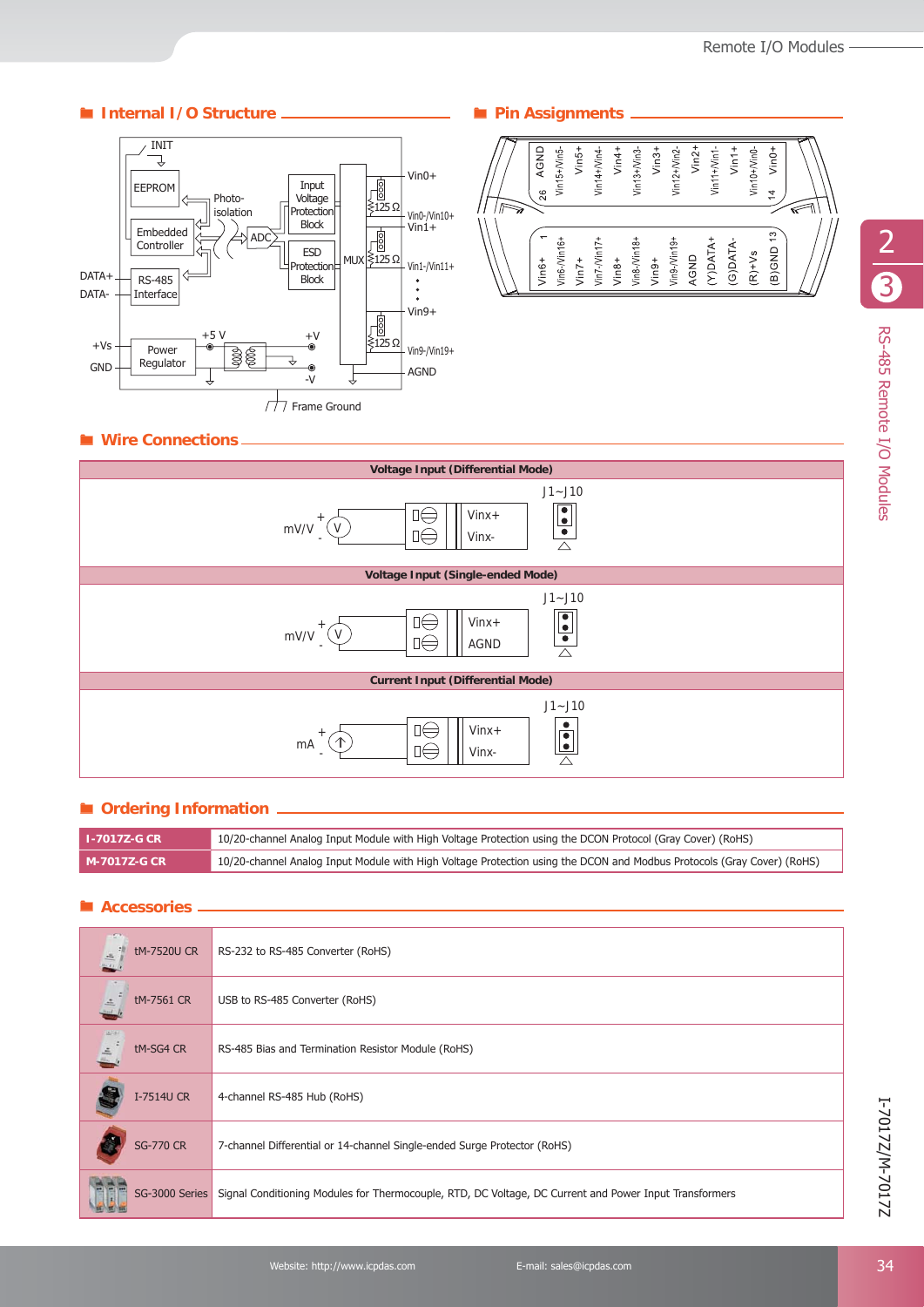## Internal I/O Structure

INIT
EEPROM
Embedded Controller
Photo-isolation
ADC
Input Voltage Protection Block
ESD Protection Block
MUX
RS-485 Interface
DATA+
DATA-
+Vs
GND
Power Regulator
+5 V
+V
-V
Vin0+
125 Ω
Vin0-/Vin10+
Vin1+
Vin1-/Vin11+
Vin9+
Vin9-/Vin19+
AGND
Frame Ground

## Pin Assignments

26 AGND
Vin15+/Vin5-
Vin5+
Vin14+/Vin4-
Vin4+
Vin13+/Vin3-
Vin3+
Vin12+/Vin2-
Vin2+
Vin11+/Vin1-
Vin1+
Vin10+/Vin0-
14 Vin0+

1 Vin6+
Vin6-/Vin16+
Vin7+
Vin7-/Vin17+
Vin8+
Vin8-/Vin18+
Vin9+
Vin9-/Vin19+
AGND
(Y)DATA+
(G)DATA-
(R)+Vs
13 (B)GND

## Wire Connections

**Voltage Input (Differential Mode)**

mV/V
Vinx+
Vinx-
J1~J10

**Voltage Input (Single-ended Mode)**

mV/V
Vinx+
AGND
J1~J10

**Current Input (Differential Mode)**

mA
Vinx+
Vinx-
J1~J10

## Ordering Information

| | |
|---|---|
| **I-7017Z-G CR** | 10/20-channel Analog Input Module with High Voltage Protection using the DCON Protocol (Gray Cover) (RoHS) |
| **M-7017Z-G CR** | 10/20-channel Analog Input Module with High Voltage Protection using the DCON and Modbus Protocols (Gray Cover) (RoHS) |

## Accessories

| | |
|---|---|
| tM-7520U CR | RS-232 to RS-485 Converter (RoHS) |
| tM-7561 CR | USB to RS-485 Converter (RoHS) |
| tM-SG4 CR | RS-485 Bias and Termination Resistor Module (RoHS) |
| I-7514U CR | 4-channel RS-485 Hub (RoHS) |
| SG-770 CR | 7-channel Differential or 14-channel Single-ended Surge Protector (RoHS) |
| SG-3000 Series | Signal Conditioning Modules for Thermocouple, RTD, DC Voltage, DC Current and Power Input Transformers |